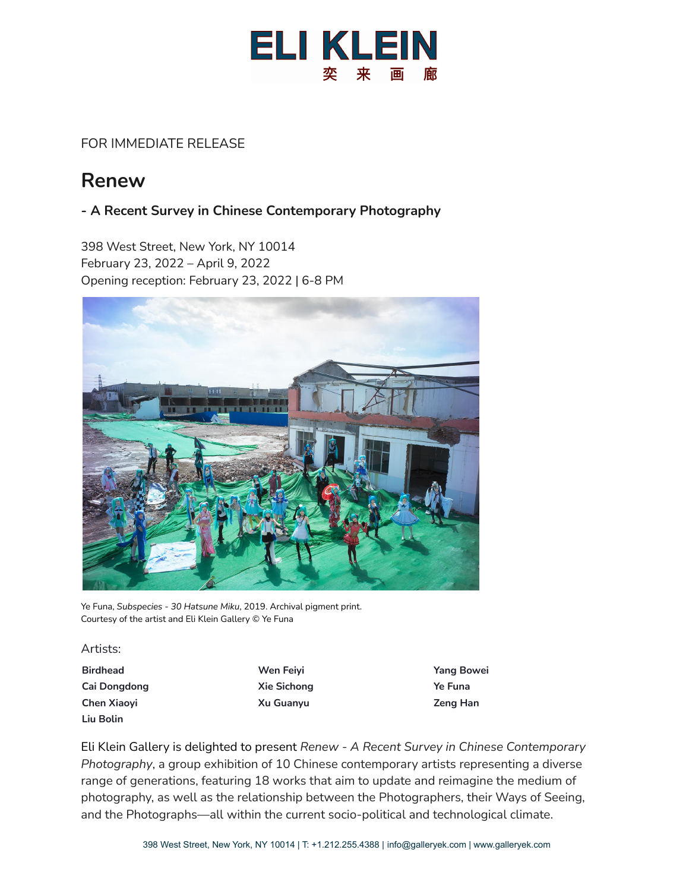ELI KLEIN
奕来画廊

FOR IMMEDIATE RELEASE

# Renew

### - A Recent Survey in Chinese Contemporary Photography

398 West Street, New York, NY 10014
February 23, 2022 – April 9, 2022
Opening reception: February 23, 2022 | 6-8 PM

Ye Funa, *Subspecies - 30 Hatsune Miku*, 2019. Archival pigment print.
Courtesy of the artist and Eli Klein Gallery © Ye Funa

Artists:

**Birdhead**
**Cai Dongdong**
**Chen Xiaoyi**
**Liu Bolin**
**Wen Feiyi**
**Xie Sichong**
**Xu Guanyu**
**Yang Bowei**
**Ye Funa**
**Zeng Han**

Eli Klein Gallery is delighted to present *Renew - A Recent Survey in Chinese Contemporary Photography*, a group exhibition of 10 Chinese contemporary artists representing a diverse range of generations, featuring 18 works that aim to update and reimagine the medium of photography, as well as the relationship between the Photographers, their Ways of Seeing, and the Photographs—all within the current socio-political and technological climate.

398 West Street, New York, NY 10014 | T: +1.212.255.4388 | info@galleryek.com | www.galleryek.com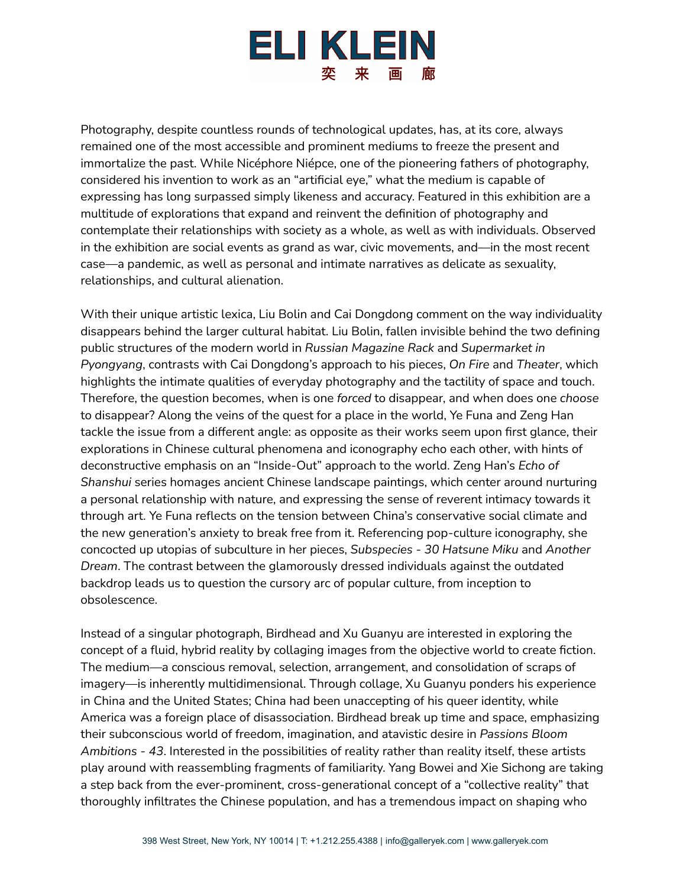Photography, despite countless rounds of technological updates, has, at its core, always remained one of the most accessible and prominent mediums to freeze the present and immortalize the past. While Nicéphore Niépce, one of the pioneering fathers of photography, considered his invention to work as an "artificial eye," what the medium is capable of expressing has long surpassed simply likeness and accuracy. Featured in this exhibition are a multitude of explorations that expand and reinvent the definition of photography and contemplate their relationships with society as a whole, as well as with individuals. Observed in the exhibition are social events as grand as war, civic movements, and—in the most recent case—a pandemic, as well as personal and intimate narratives as delicate as sexuality, relationships, and cultural alienation.

With their unique artistic lexica, Liu Bolin and Cai Dongdong comment on the way individuality disappears behind the larger cultural habitat. Liu Bolin, fallen invisible behind the two defining public structures of the modern world in *Russian Magazine Rack* and *Supermarket in Pyongyang*, contrasts with Cai Dongdong's approach to his pieces, *On Fire* and *Theater*, which highlights the intimate qualities of everyday photography and the tactility of space and touch. Therefore, the question becomes, when is one *forced* to disappear, and when does one *choose* to disappear? Along the veins of the quest for a place in the world, Ye Funa and Zeng Han tackle the issue from a different angle: as opposite as their works seem upon first glance, their explorations in Chinese cultural phenomena and iconography echo each other, with hints of deconstructive emphasis on an "Inside-Out" approach to the world. Zeng Han's *Echo of Shanshui* series homages ancient Chinese landscape paintings, which center around nurturing a personal relationship with nature, and expressing the sense of reverent intimacy towards it through art. Ye Funa reflects on the tension between China's conservative social climate and the new generation's anxiety to break free from it. Referencing pop-culture iconography, she concocted up utopias of subculture in her pieces, *Subspecies - 30 Hatsune Miku* and *Another Dream*. The contrast between the glamorously dressed individuals against the outdated backdrop leads us to question the cursory arc of popular culture, from inception to obsolescence.

Instead of a singular photograph, Birdhead and Xu Guanyu are interested in exploring the concept of a fluid, hybrid reality by collaging images from the objective world to create fiction. The medium—a conscious removal, selection, arrangement, and consolidation of scraps of imagery—is inherently multidimensional. Through collage, Xu Guanyu ponders his experience in China and the United States; China had been unaccepting of his queer identity, while America was a foreign place of disassociation. Birdhead break up time and space, emphasizing their subconscious world of freedom, imagination, and atavistic desire in *Passions Bloom Ambitions - 43*. Interested in the possibilities of reality rather than reality itself, these artists play around with reassembling fragments of familiarity. Yang Bowei and Xie Sichong are taking a step back from the ever-prominent, cross-generational concept of a "collective reality" that thoroughly infiltrates the Chinese population, and has a tremendous impact on shaping who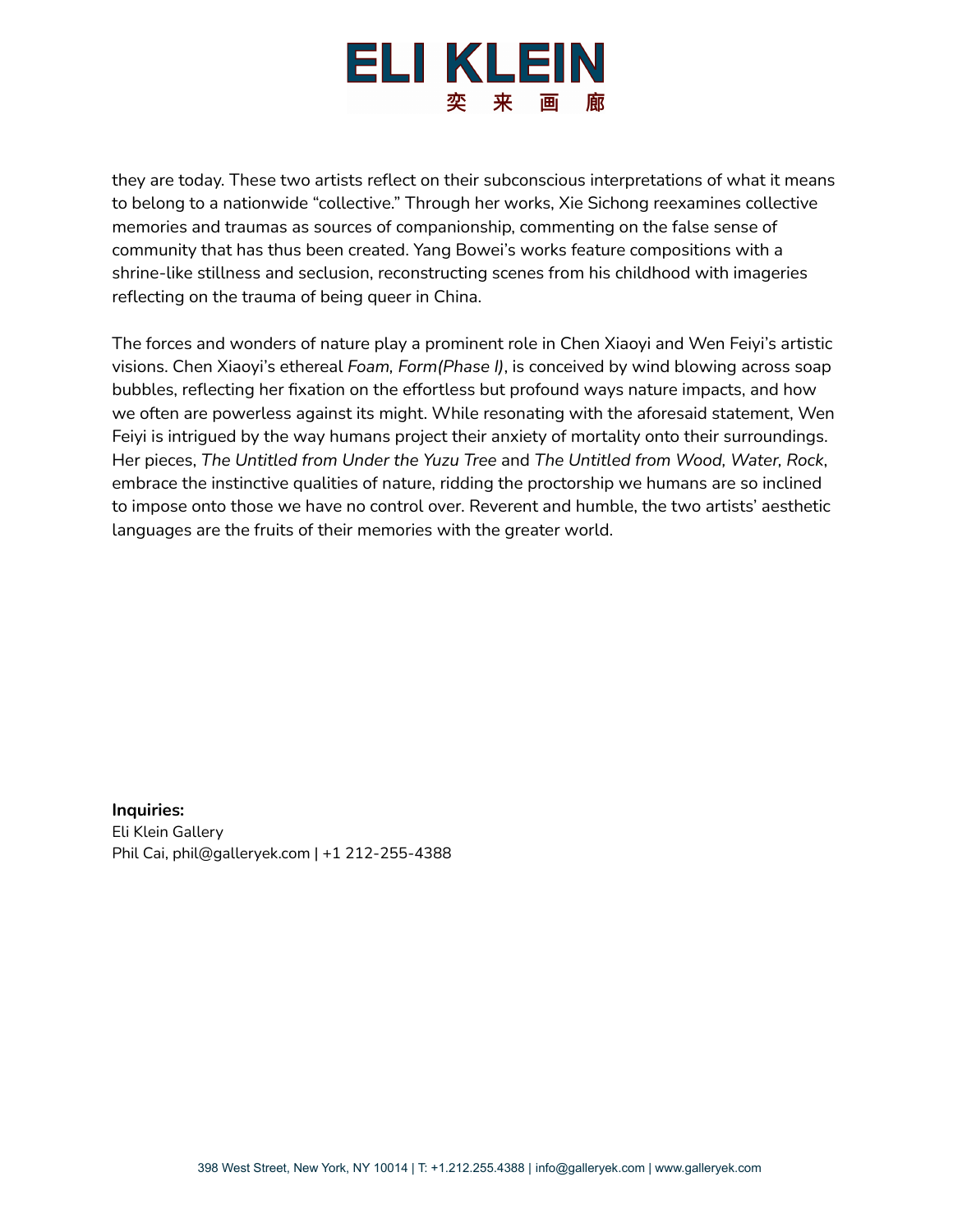they are today. These two artists reflect on their subconscious interpretations of what it means to belong to a nationwide "collective." Through her works, Xie Sichong reexamines collective memories and traumas as sources of companionship, commenting on the false sense of community that has thus been created. Yang Bowei's works feature compositions with a shrine-like stillness and seclusion, reconstructing scenes from his childhood with imageries reflecting on the trauma of being queer in China.

The forces and wonders of nature play a prominent role in Chen Xiaoyi and Wen Feiyi's artistic visions. Chen Xiaoyi's ethereal *Foam, Form(Phase I)*, is conceived by wind blowing across soap bubbles, reflecting her fixation on the effortless but profound ways nature impacts, and how we often are powerless against its might. While resonating with the aforesaid statement, Wen Feiyi is intrigued by the way humans project their anxiety of mortality onto their surroundings. Her pieces, *The Untitled from Under the Yuzu Tree* and *The Untitled from Wood, Water, Rock*, embrace the instinctive qualities of nature, ridding the proctorship we humans are so inclined to impose onto those we have no control over. Reverent and humble, the two artists' aesthetic languages are the fruits of their memories with the greater world.

**Inquiries:**
Eli Klein Gallery
Phil Cai, phil@galleryek.com | +1 212-255-4388